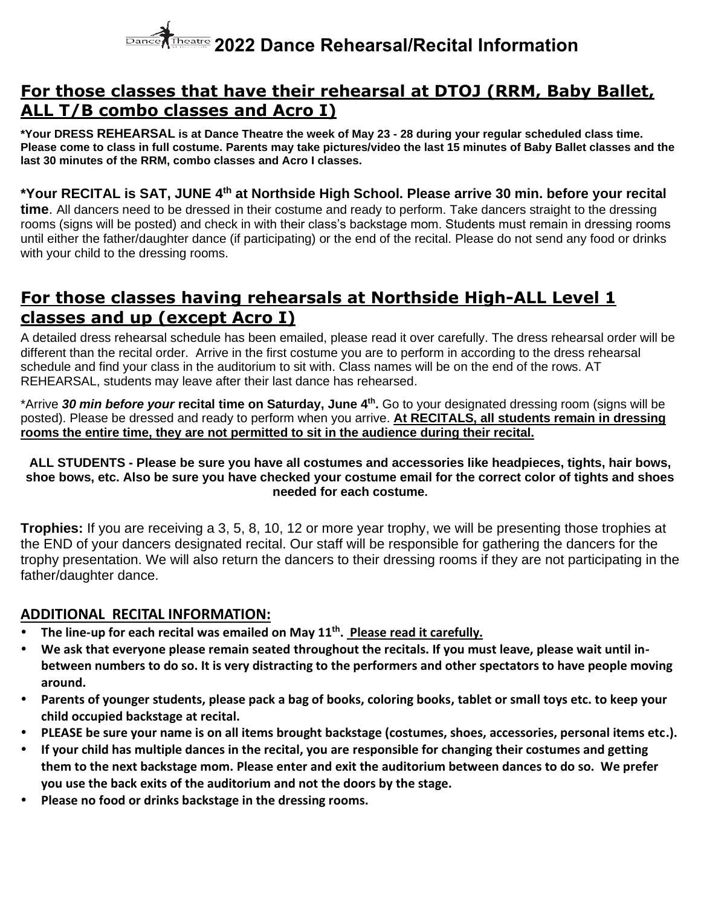# Dance Theatre 2022 Dance Rehearsal/Recital Information

## For those classes that have their rehearsal at DTOJ (RRM, Baby Ballet, ALL T/B combo classes and Acro I)

**\*Your DRESS REHEARSAL is at Dance Theatre the week of May 23 - 28 during your regular scheduled class time. Please come to class in full costume. Parents may take pictures/video the last 15 minutes of Baby Ballet classes and the last 30 minutes of the RRM, combo classes and Acro I classes.**

**\*Your RECITAL is SAT, JUNE 4th at Northside High School. Please arrive 30 min. before your recital time**. All dancers need to be dressed in their costume and ready to perform. Take dancers straight to the dressing rooms (signs will be posted) and check in with their class's backstage mom. Students must remain in dressing rooms until either the father/daughter dance (if participating) or the end of the recital. Please do not send any food or drinks with your child to the dressing rooms.

## For those classes having rehearsals at Northside High-ALL Level 1 classes and up (except Acro I)

A detailed dress rehearsal schedule has been emailed, please read it over carefully. The dress rehearsal order will be different than the recital order. Arrive in the first costume you are to perform in according to the dress rehearsal schedule and find your class in the auditorium to sit with. Class names will be on the end of the rows. AT REHEARSAL, students may leave after their last dance has rehearsed.

\*Arrive ***30 min before your*** **recital time on Saturday, June 4th.** Go to your designated dressing room (signs will be posted). Please be dressed and ready to perform when you arrive. **At RECITALS, all students remain in dressing rooms the entire time, they are not permitted to sit in the audience during their recital.**

**ALL STUDENTS - Please be sure you have all costumes and accessories like headpieces, tights, hair bows, shoe bows, etc. Also be sure you have checked your costume email for the correct color of tights and shoes needed for each costume.**

**Trophies:** If you are receiving a 3, 5, 8, 10, 12 or more year trophy, we will be presenting those trophies at the END of your dancers designated recital. Our staff will be responsible for gathering the dancers for the trophy presentation. We will also return the dancers to their dressing rooms if they are not participating in the father/daughter dance.

### ADDITIONAL RECITAL INFORMATION:

- **The line-up for each recital was emailed on May 11th. Please read it carefully.**
- **We ask that everyone please remain seated throughout the recitals. If you must leave, please wait until in-between numbers to do so. It is very distracting to the performers and other spectators to have people moving around.**
- **Parents of younger students, please pack a bag of books, coloring books, tablet or small toys etc. to keep your child occupied backstage at recital.**
- **PLEASE be sure your name is on all items brought backstage (costumes, shoes, accessories, personal items etc.).**
- **If your child has multiple dances in the recital, you are responsible for changing their costumes and getting them to the next backstage mom. Please enter and exit the auditorium between dances to do so. We prefer you use the back exits of the auditorium and not the doors by the stage.**
- **Please no food or drinks backstage in the dressing rooms.**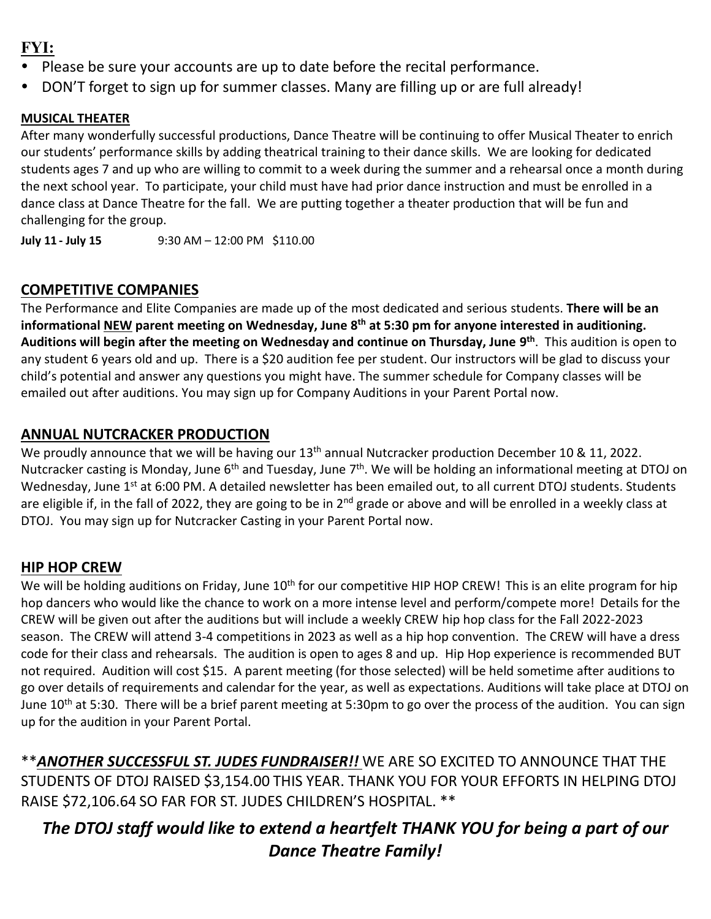## FYI:

- Please be sure your accounts are up to date before the recital performance.
- DON'T forget to sign up for summer classes. Many are filling up or are full already!

### MUSICAL THEATER

After many wonderfully successful productions, Dance Theatre will be continuing to offer Musical Theater to enrich our students' performance skills by adding theatrical training to their dance skills. We are looking for dedicated students ages 7 and up who are willing to commit to a week during the summer and a rehearsal once a month during the next school year. To participate, your child must have had prior dance instruction and must be enrolled in a dance class at Dance Theatre for the fall. We are putting together a theater production that will be fun and challenging for the group.

**July 11 - July 15** 9:30 AM – 12:00 PM $110.00

## COMPETITIVE COMPANIES

The Performance and Elite Companies are made up of the most dedicated and serious students. **There will be an informational NEW parent meeting on Wednesday, June 8th at 5:30 pm for anyone interested in auditioning. Auditions will begin after the meeting on Wednesday and continue on Thursday, June 9th**. This audition is open to any student 6 years old and up. There is a $20 audition fee per student. Our instructors will be glad to discuss your child's potential and answer any questions you might have. The summer schedule for Company classes will be emailed out after auditions. You may sign up for Company Auditions in your Parent Portal now.

## ANNUAL NUTCRACKER PRODUCTION

We proudly announce that we will be having our 13th annual Nutcracker production December 10 & 11, 2022. Nutcracker casting is Monday, June 6th and Tuesday, June 7th. We will be holding an informational meeting at DTOJ on Wednesday, June 1st at 6:00 PM. A detailed newsletter has been emailed out, to all current DTOJ students. Students are eligible if, in the fall of 2022, they are going to be in 2nd grade or above and will be enrolled in a weekly class at DTOJ. You may sign up for Nutcracker Casting in your Parent Portal now.

## HIP HOP CREW

We will be holding auditions on Friday, June 10th for our competitive HIP HOP CREW! This is an elite program for hip hop dancers who would like the chance to work on a more intense level and perform/compete more! Details for the CREW will be given out after the auditions but will include a weekly CREW hip hop class for the Fall 2022-2023 season. The CREW will attend 3-4 competitions in 2023 as well as a hip hop convention. The CREW will have a dress code for their class and rehearsals. The audition is open to ages 8 and up. Hip Hop experience is recommended BUT not required. Audition will cost $15. A parent meeting (for those selected) will be held sometime after auditions to go over details of requirements and calendar for the year, as well as expectations. Auditions will take place at DTOJ on June 10th at 5:30. There will be a brief parent meeting at 5:30pm to go over the process of the audition. You can sign up for the audition in your Parent Portal.

\*\****ANOTHER SUCCESSFUL ST. JUDES FUNDRAISER!!*** WE ARE SO EXCITED TO ANNOUNCE THAT THE STUDENTS OF DTOJ RAISED $3,154.00 THIS YEAR. THANK YOU FOR YOUR EFFORTS IN HELPING DTOJ RAISE $72,106.64 SO FAR FOR ST. JUDES CHILDREN'S HOSPITAL. \*\*

***The DTOJ staff would like to extend a heartfelt THANK YOU for being a part of our Dance Theatre Family!***